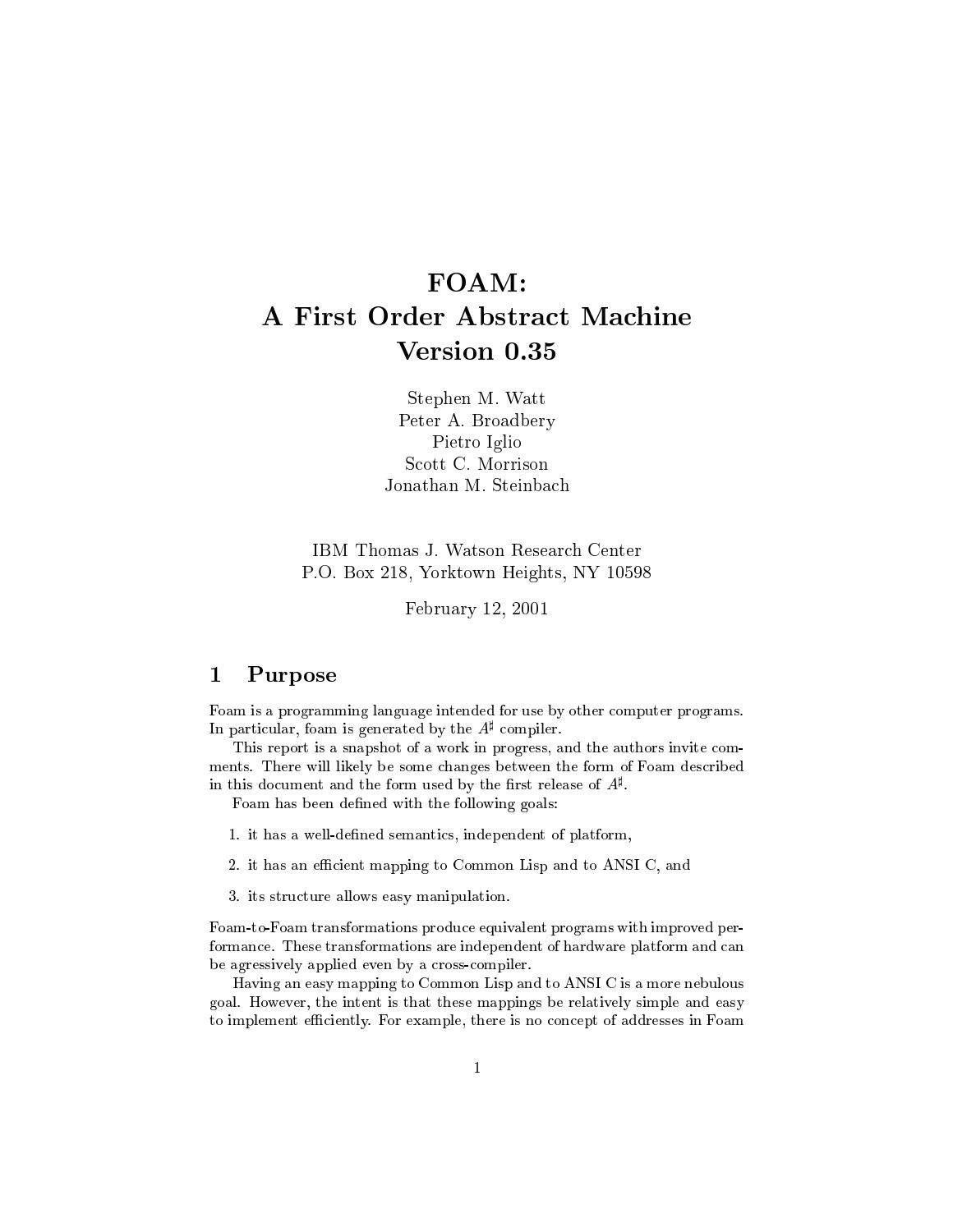# FOAM:
# A First Order Abstract Machine
# Version 0.35

Stephen M. Watt
Peter A. Broadbery
Pietro Iglio
Scott C. Morrison
Jonathan M. Steinbach

IBM Thomas J. Watson Research Center
P.O. Box 218, Yorktown Heights, NY 10598

February 12, 2001

## 1 Purpose

Foam is a programming language intended for use by other computer programs. In particular, foam is generated by the $A^\sharp$ compiler.

This report is a snapshot of a work in progress, and the authors invite comments. There will likely be some changes between the form of Foam described in this document and the form used by the first release of $A^\sharp$.

Foam has been defined with the following goals:

1. it has a well-defined semantics, independent of platform,
2. it has an efficient mapping to Common Lisp and to ANSI C, and
3. its structure allows easy manipulation.

Foam-to-Foam transformations produce equivalent programs with improved performance. These transformations are independent of hardware platform and can be agressively applied even by a cross-compiler.

Having an easy mapping to Common Lisp and to ANSI C is a more nebulous goal. However, the intent is that these mappings be relatively simple and easy to implement efficiently. For example, there is no concept of addresses in Foam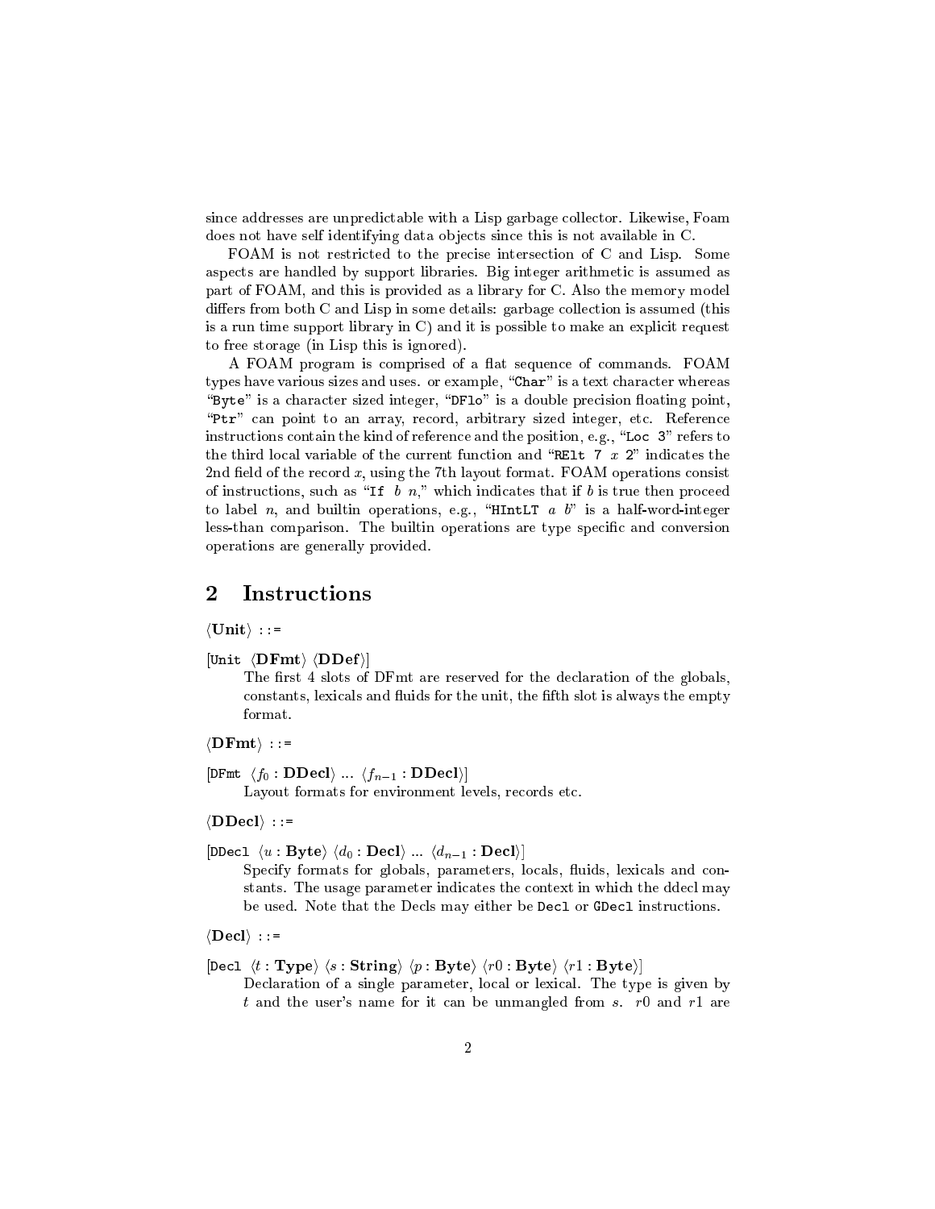since addresses are unpredictable with a Lisp garbage collector. Likewise, Foam does not have self identifying data objects since this is not available in C.

FOAM is not restricted to the precise intersection of C and Lisp. Some aspects are handled by support libraries. Big integer arithmetic is assumed as part of FOAM, and this is provided as a library for C. Also the memory model differs from both C and Lisp in some details: garbage collection is assumed (this is a run time support library in C) and it is possible to make an explicit request to free storage (in Lisp this is ignored).

A FOAM program is comprised of a flat sequence of commands. FOAM types have various sizes and uses. or example, "`Char`" is a text character whereas "`Byte`" is a character sized integer, "`DFlo`" is a double precision floating point, "`Ptr`" can point to an array, record, arbitrary sized integer, etc. Reference instructions contain the kind of reference and the position, e.g., "`Loc 3`" refers to the third local variable of the current function and "`RElt 7` *x* `2`" indicates the 2nd field of the record *x*, using the 7th layout format. FOAM operations consist of instructions, such as "`If` *b n*," which indicates that if *b* is true then proceed to label *n*, and builtin operations, e.g., "`HIntLT` *a b*" is a half-word-integer less-than comparison. The builtin operations are type specific and conversion operations are generally provided.

## 2 Instructions

⟨**Unit**⟩ ::=

[`Unit` ⟨**DFmt**⟩ ⟨**DDef**⟩]

The first 4 slots of DFmt are reserved for the declaration of the globals, constants, lexicals and fluids for the unit, the fifth slot is always the empty format.

⟨**DFmt**⟩ ::=

[`DFmt` ⟨$f_0$ : **DDecl**⟩ ... ⟨$f_{n-1}$ : **DDecl**⟩]

Layout formats for environment levels, records etc.

⟨**DDecl**⟩ ::=

[`DDecl` ⟨$u$ : **Byte**⟩ ⟨$d_0$ : **Decl**⟩ ... ⟨$d_{n-1}$ : **Decl**⟩]

Specify formats for globals, parameters, locals, fluids, lexicals and constants. The usage parameter indicates the context in which the ddecl may be used. Note that the Decls may either be `Decl` or `GDecl` instructions.

⟨**Decl**⟩ ::=

[`Decl` ⟨$t$ : **Type**⟩ ⟨$s$ : **String**⟩ ⟨$p$ : **Byte**⟩ ⟨$r0$ : **Byte**⟩ ⟨$r1$ : **Byte**⟩]

Declaration of a single parameter, local or lexical. The type is given by $t$ and the user's name for it can be unmangled from $s$. $r0$ and $r1$ are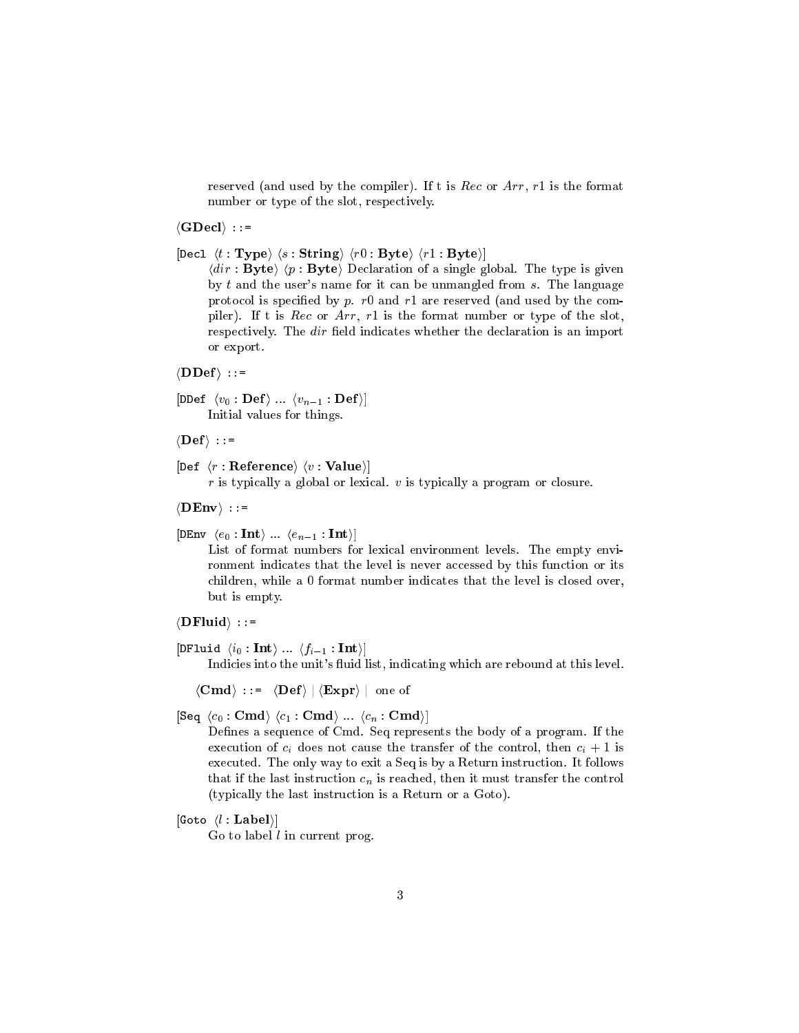reserved (and used by the compiler). If t is *Rec* or *Arr*, $r1$ is the format number or type of the slot, respectively.

$\langle$**GDecl**$\rangle$ ::=

[`Decl` $\langle t : \textbf{Type}\rangle$ $\langle s : \textbf{String}\rangle$ $\langle r0 : \textbf{Byte}\rangle$ $\langle r1 : \textbf{Byte}\rangle$]
$\langle dir : \textbf{Byte}\rangle$ $\langle p : \textbf{Byte}\rangle$ Declaration of a single global. The type is given by $t$ and the user's name for it can be unmangled from $s$. The language protocol is specified by $p$. $r0$ and $r1$ are reserved (and used by the compiler). If t is *Rec* or *Arr*, $r1$ is the format number or type of the slot, respectively. The *dir* field indicates whether the declaration is an import or export.

$\langle$**DDef**$\rangle$ ::=

[`DDef` $\langle v_0 : \textbf{Def}\rangle$ ... $\langle v_{n-1} : \textbf{Def}\rangle$]
Initial values for things.

$\langle$**Def**$\rangle$ ::=

[`Def` $\langle r : \textbf{Reference}\rangle$ $\langle v : \textbf{Value}\rangle$]
$r$ is typically a global or lexical. $v$ is typically a program or closure.

$\langle$**DEnv**$\rangle$ ::=

[`DEnv` $\langle e_0 : \textbf{Int}\rangle$ ... $\langle e_{n-1} : \textbf{Int}\rangle$]
List of format numbers for lexical environment levels. The empty environment indicates that the level is never accessed by this function or its children, while a 0 format number indicates that the level is closed over, but is empty.

$\langle$**DFluid**$\rangle$ ::=

[`DFluid` $\langle i_0 : \textbf{Int}\rangle$ ... $\langle f_{i-1} : \textbf{Int}\rangle$]
Indicies into the unit's fluid list, indicating which are rebound at this level.

$\langle$**Cmd**$\rangle$ ::= $\langle$**Def**$\rangle$ | $\langle$**Expr**$\rangle$ | one of

[`Seq` $\langle c_0 : \textbf{Cmd}\rangle$ $\langle c_1 : \textbf{Cmd}\rangle$ ... $\langle c_n : \textbf{Cmd}\rangle$]
Defines a sequence of Cmd. Seq represents the body of a program. If the execution of $c_i$ does not cause the transfer of the control, then $c_i + 1$ is executed. The only way to exit a Seq is by a Return instruction. It follows that if the last instruction $c_n$ is reached, then it must transfer the control (typically the last instruction is a Return or a Goto).

[`Goto` $\langle l : \textbf{Label}\rangle$]
Go to label $l$ in current prog.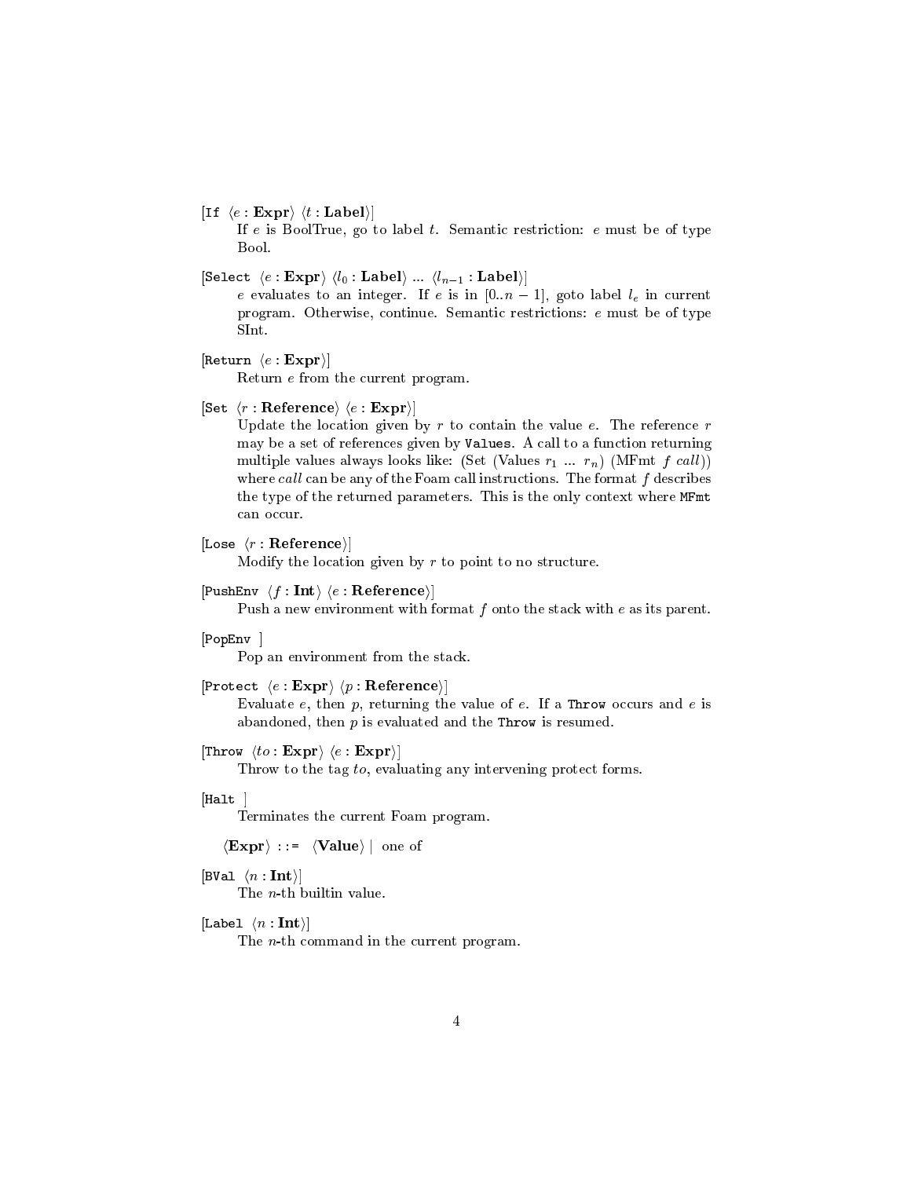[`If` $\langle e : \textbf{Expr} \rangle$ $\langle t : \textbf{Label} \rangle$]

If $e$ is BoolTrue, go to label $t$. Semantic restriction: $e$ must be of type Bool.

[`Select` $\langle e : \textbf{Expr} \rangle$ $\langle l_0 : \textbf{Label} \rangle$ ... $\langle l_{n-1} : \textbf{Label} \rangle$]

$e$ evaluates to an integer. If $e$ is in $[0..n-1]$, goto label $l_e$ in current program. Otherwise, continue. Semantic restrictions: $e$ must be of type SInt.

[`Return` $\langle e : \textbf{Expr} \rangle$]

Return $e$ from the current program.

[`Set` $\langle r : \textbf{Reference} \rangle$ $\langle e : \textbf{Expr} \rangle$]

Update the location given by $r$ to contain the value $e$. The reference $r$ may be a set of references given by `Values`. A call to a function returning multiple values always looks like: (Set (Values $r_1$ ... $r_n$) (MFmt $f$ *call*)) where *call* can be any of the Foam call instructions. The format $f$ describes the type of the returned parameters. This is the only context where `MFmt` can occur.

[`Lose` $\langle r : \textbf{Reference} \rangle$]

Modify the location given by $r$ to point to no structure.

[`PushEnv` $\langle f : \textbf{Int} \rangle$ $\langle e : \textbf{Reference} \rangle$]

Push a new environment with format $f$ onto the stack with $e$ as its parent.

[`PopEnv` ]

Pop an environment from the stack.

[`Protect` $\langle e : \textbf{Expr} \rangle$ $\langle p : \textbf{Reference} \rangle$]

Evaluate $e$, then $p$, returning the value of $e$. If a `Throw` occurs and $e$ is abandoned, then $p$ is evaluated and the `Throw` is resumed.

[`Throw` $\langle to : \textbf{Expr} \rangle$ $\langle e : \textbf{Expr} \rangle$]

Throw to the tag *to*, evaluating any intervening protect forms.

[`Halt` ]

Terminates the current Foam program.

$\langle$**Expr**$\rangle$ ::= $\langle$**Value**$\rangle$ | one of

[`BVal` $\langle n : \textbf{Int} \rangle$]

The $n$-th builtin value.

[`Label` $\langle n : \textbf{Int} \rangle$]

The $n$-th command in the current program.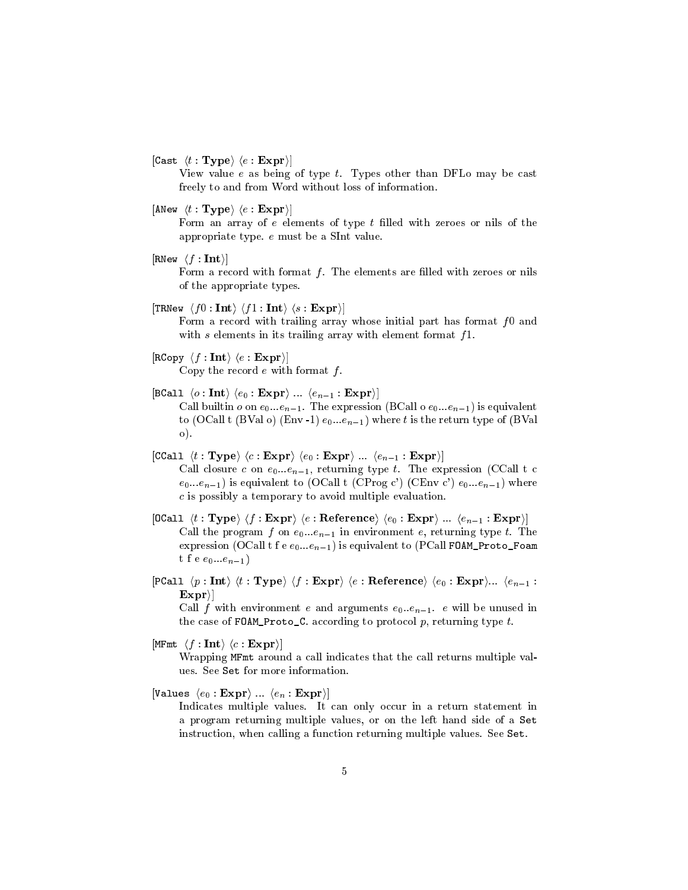[`Cast` $\langle t : \textbf{Type}\rangle$ $\langle e : \textbf{Expr}\rangle$]

View value $e$ as being of type $t$. Types other than DFLo may be cast freely to and from Word without loss of information.

[`ANew` $\langle t : \textbf{Type}\rangle$ $\langle e : \textbf{Expr}\rangle$]

Form an array of $e$ elements of type $t$ filled with zeroes or nils of the appropriate type. $e$ must be a SInt value.

[`RNew` $\langle f : \textbf{Int}\rangle$]

Form a record with format $f$. The elements are filled with zeroes or nils of the appropriate types.

[`TRNew` $\langle f0 : \textbf{Int}\rangle$ $\langle f1 : \textbf{Int}\rangle$ $\langle s : \textbf{Expr}\rangle$]

Form a record with trailing array whose initial part has format $f0$ and with $s$ elements in its trailing array with element format $f1$.

[`RCopy` $\langle f : \textbf{Int}\rangle$ $\langle e : \textbf{Expr}\rangle$]

Copy the record $e$ with format $f$.

[`BCall` $\langle o : \textbf{Int}\rangle$ $\langle e_0 : \textbf{Expr}\rangle$ ... $\langle e_{n-1} : \textbf{Expr}\rangle$]

Call builtin $o$ on $e_0 ... e_{n-1}$. The expression (BCall o $e_0 ... e_{n-1}$) is equivalent to (OCall t (BVal o) (Env -1) $e_0 ... e_{n-1}$) where $t$ is the return type of (BVal o).

[`CCall` $\langle t : \textbf{Type}\rangle$ $\langle c : \textbf{Expr}\rangle$ $\langle e_0 : \textbf{Expr}\rangle$ ... $\langle e_{n-1} : \textbf{Expr}\rangle$]

Call closure $c$ on $e_0 ... e_{n-1}$, returning type $t$. The expression (CCall t c $e_0 ... e_{n-1}$) is equivalent to (OCall t (CProg c') (CEnv c') $e_0 ... e_{n-1}$) where $c$ is possibly a temporary to avoid multiple evaluation.

[`OCall` $\langle t : \textbf{Type}\rangle$ $\langle f : \textbf{Expr}\rangle$ $\langle e : \textbf{Reference}\rangle$ $\langle e_0 : \textbf{Expr}\rangle$ ... $\langle e_{n-1} : \textbf{Expr}\rangle$]

Call the program $f$ on $e_0 ... e_{n-1}$ in environment $e$, returning type $t$. The expression (OCall t f e $e_0 ... e_{n-1}$) is equivalent to (PCall `FOAM_Proto_Foam` t f e $e_0 ... e_{n-1}$)

[`PCall` $\langle p : \textbf{Int}\rangle$ $\langle t : \textbf{Type}\rangle$ $\langle f : \textbf{Expr}\rangle$ $\langle e : \textbf{Reference}\rangle$ $\langle e_0 : \textbf{Expr}\rangle$... $\langle e_{n-1} : \textbf{Expr}\rangle$]

Call $f$ with environment $e$ and arguments $e_0 .. e_{n-1}$. $e$ will be unused in the case of `FOAM_Proto_C`. according to protocol $p$, returning type $t$.

[`MFmt` $\langle f : \textbf{Int}\rangle$ $\langle c : \textbf{Expr}\rangle$]

Wrapping `MFmt` around a call indicates that the call returns multiple values. See `Set` for more information.

[`Values` $\langle e_0 : \textbf{Expr}\rangle$ ... $\langle e_n : \textbf{Expr}\rangle$]

Indicates multiple values. It can only occur in a return statement in a program returning multiple values, or on the left hand side of a `Set` instruction, when calling a function returning multiple values. See `Set`.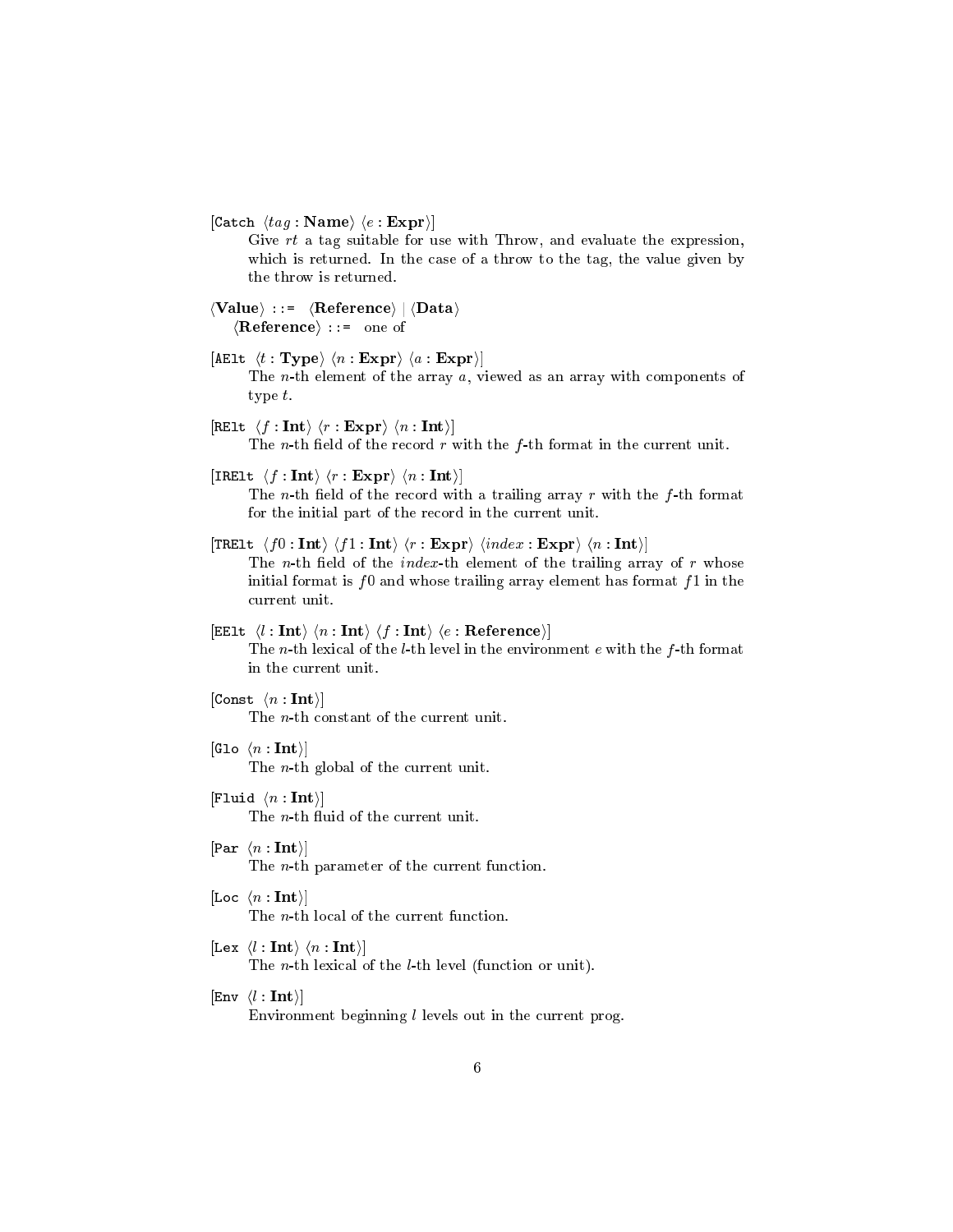[`Catch` ⟨*tag* : **Name**⟩ ⟨*e* : **Expr**⟩]
: Give *rt* a tag suitable for use with Throw, and evaluate the expression, which is returned. In the case of a throw to the tag, the value given by the throw is returned.

⟨**Value**⟩ `::=` ⟨**Reference**⟩ | ⟨**Data**⟩
  ⟨**Reference**⟩ `::=` one of

[`AElt` ⟨*t* : **Type**⟩ ⟨*n* : **Expr**⟩ ⟨*a* : **Expr**⟩]
: The *n*-th element of the array *a*, viewed as an array with components of type *t*.

[`RElt` ⟨*f* : **Int**⟩ ⟨*r* : **Expr**⟩ ⟨*n* : **Int**⟩]
: The *n*-th field of the record *r* with the *f*-th format in the current unit.

[`IRElt` ⟨*f* : **Int**⟩ ⟨*r* : **Expr**⟩ ⟨*n* : **Int**⟩]
: The *n*-th field of the record with a trailing array *r* with the *f*-th format for the initial part of the record in the current unit.

[`TRElt` ⟨*f0* : **Int**⟩ ⟨*f1* : **Int**⟩ ⟨*r* : **Expr**⟩ ⟨*index* : **Expr**⟩ ⟨*n* : **Int**⟩]
: The *n*-th field of the *index*-th element of the trailing array of *r* whose initial format is *f0* and whose trailing array element has format *f1* in the current unit.

[`EElt` ⟨*l* : **Int**⟩ ⟨*n* : **Int**⟩ ⟨*f* : **Int**⟩ ⟨*e* : **Reference**⟩]
: The *n*-th lexical of the *l*-th level in the environment *e* with the *f*-th format in the current unit.

[`Const` ⟨*n* : **Int**⟩]
: The *n*-th constant of the current unit.

[`Glo` ⟨*n* : **Int**⟩]
: The *n*-th global of the current unit.

[`Fluid` ⟨*n* : **Int**⟩]
: The *n*-th fluid of the current unit.

[`Par` ⟨*n* : **Int**⟩]
: The *n*-th parameter of the current function.

[`Loc` ⟨*n* : **Int**⟩]
: The *n*-th local of the current function.

[`Lex` ⟨*l* : **Int**⟩ ⟨*n* : **Int**⟩]
: The *n*-th lexical of the *l*-th level (function or unit).

[`Env` ⟨*l* : **Int**⟩]
: Environment beginning *l* levels out in the current prog.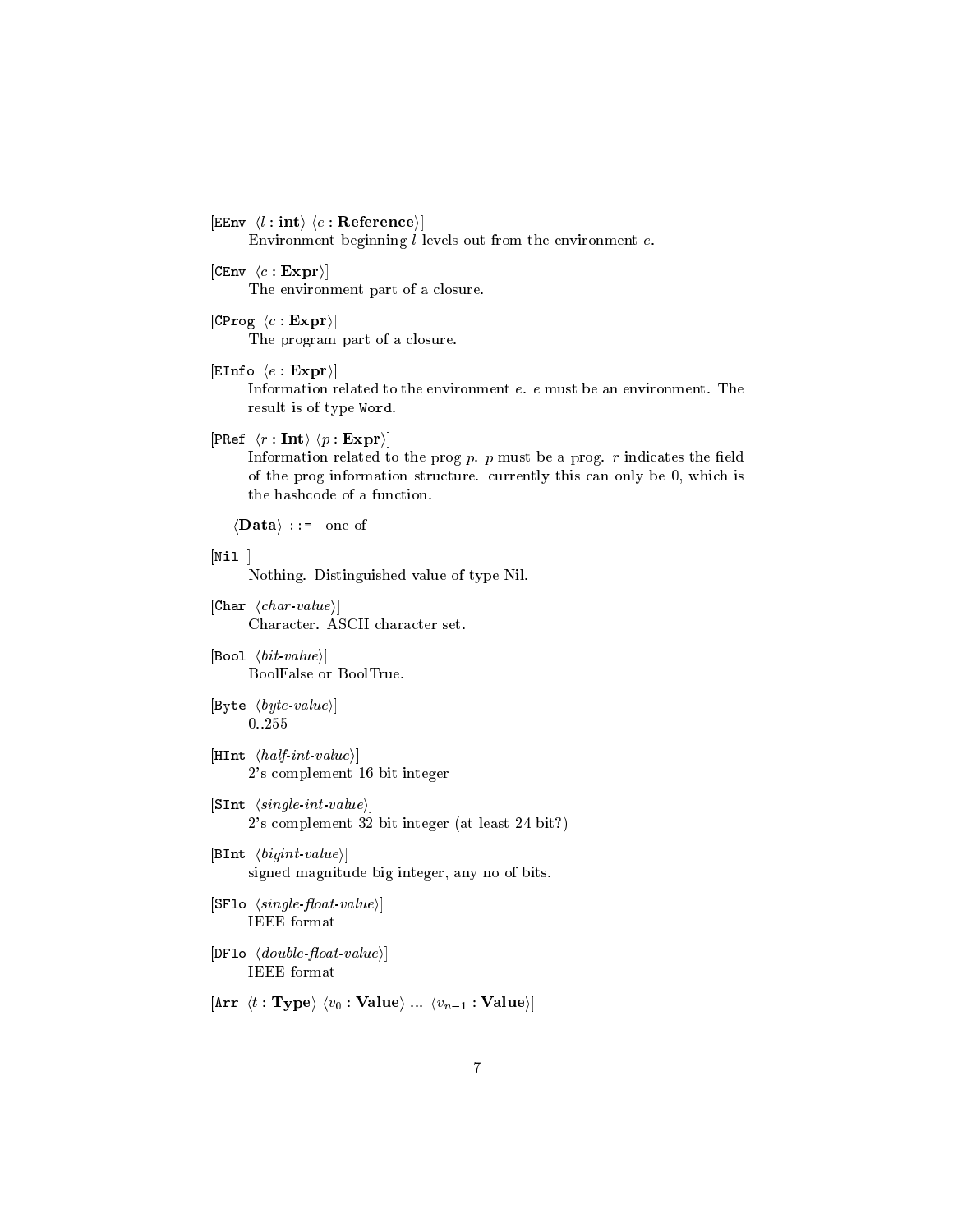[`EEnv` ⟨$l$ : **int**⟩ ⟨$e$ : **Reference**⟩]
: Environment beginning $l$ levels out from the environment $e$.

[`CEnv` ⟨$c$ : **Expr**⟩]
: The environment part of a closure.

[`CProg` ⟨$c$ : **Expr**⟩]
: The program part of a closure.

[`EInfo` ⟨$e$ : **Expr**⟩]
: Information related to the environment $e$. $e$ must be an environment. The result is of type `Word`.

[`PRef` ⟨$r$ : **Int**⟩ ⟨$p$ : **Expr**⟩]
: Information related to the prog $p$. $p$ must be a prog. $r$ indicates the field of the prog information structure. currently this can only be 0, which is the hashcode of a function.

⟨**Data**⟩ ::= one of

[`Nil` ]
: Nothing. Distinguished value of type Nil.

[`Char` ⟨*char-value*⟩]
: Character. ASCII character set.

[`Bool` ⟨*bit-value*⟩]
: BoolFalse or BoolTrue.

[`Byte` ⟨*byte-value*⟩]
: 0..255

[`HInt` ⟨*half-int-value*⟩]
: 2's complement 16 bit integer

[`SInt` ⟨*single-int-value*⟩]
: 2's complement 32 bit integer (at least 24 bit?)

[`BInt` ⟨*bigint-value*⟩]
: signed magnitude big integer, any no of bits.

[`SFlo` ⟨*single-float-value*⟩]
: IEEE format

[`DFlo` ⟨*double-float-value*⟩]
: IEEE format

[`Arr` ⟨$t$ : **Type**⟩ ⟨$v_0$ : **Value**⟩ ... ⟨$v_{n-1}$ : **Value**⟩]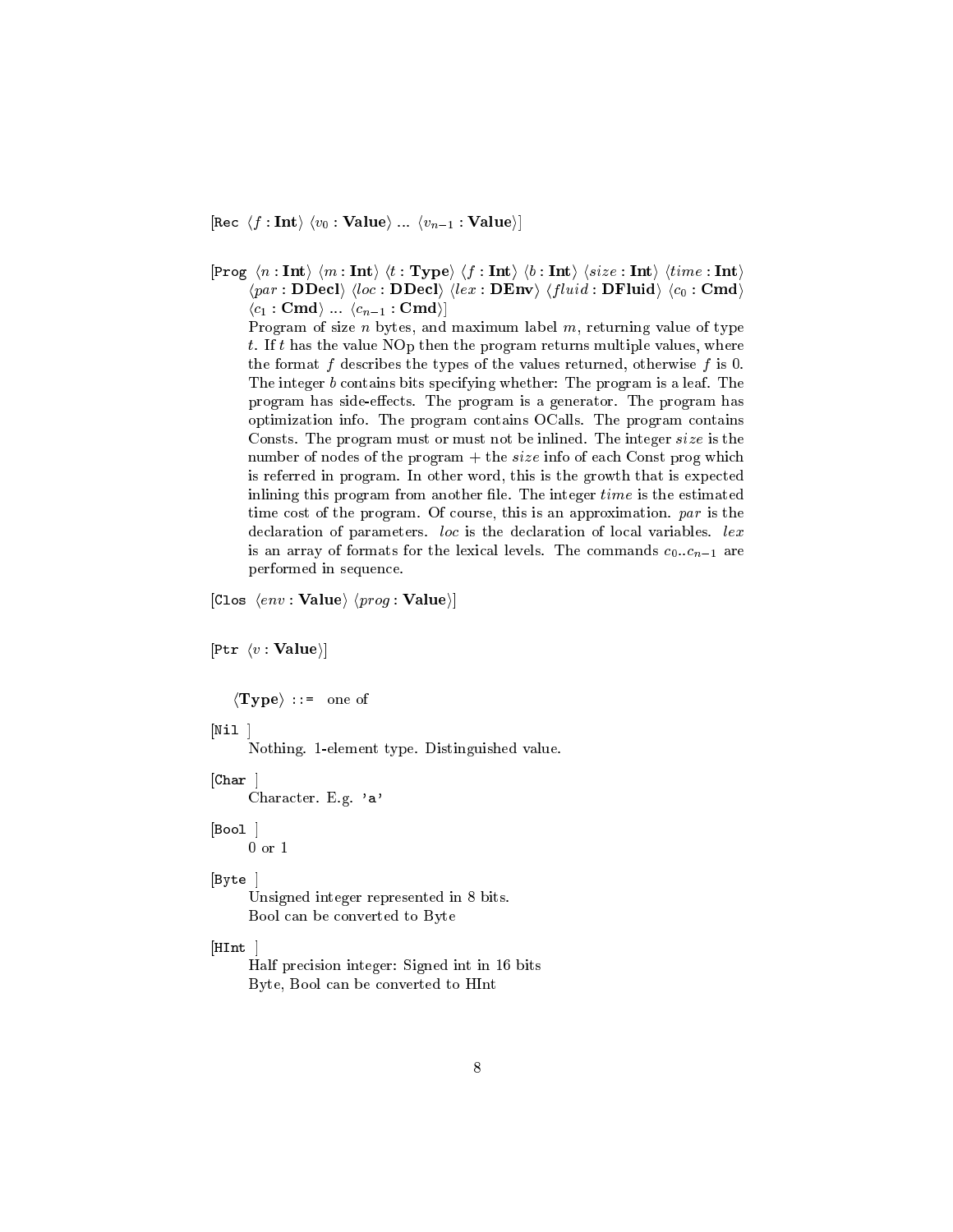[Rec $\langle f : \mathbf{Int} \rangle$ $\langle v_0 : \mathbf{Value} \rangle$ ... $\langle v_{n-1} : \mathbf{Value} \rangle$]

[Prog $\langle n : \mathbf{Int} \rangle$ $\langle m : \mathbf{Int} \rangle$ $\langle t : \mathbf{Type} \rangle$ $\langle f : \mathbf{Int} \rangle$ $\langle b : \mathbf{Int} \rangle$ $\langle size : \mathbf{Int} \rangle$ $\langle time : \mathbf{Int} \rangle$ $\langle par : \mathbf{DDecl} \rangle$ $\langle loc : \mathbf{DDecl} \rangle$ $\langle lex : \mathbf{DEnv} \rangle$ $\langle fluid : \mathbf{DFluid} \rangle$ $\langle c_0 : \mathbf{Cmd} \rangle$ $\langle c_1 : \mathbf{Cmd} \rangle$ ... $\langle c_{n-1} : \mathbf{Cmd} \rangle$]

Program of size $n$ bytes, and maximum label $m$, returning value of type $t$. If $t$ has the value NOp then the program returns multiple values, where the format $f$ describes the types of the values returned, otherwise $f$ is 0. The integer $b$ contains bits specifying whether: The program is a leaf. The program has side-effects. The program is a generator. The program has optimization info. The program contains OCalls. The program contains Consts. The program must or must not be inlined. The integer $size$ is the number of nodes of the program + the $size$ info of each Const prog which is referred in program. In other word, this is the growth that is expected inlining this program from another file. The integer $time$ is the estimated time cost of the program. Of course, this is an approximation. $par$ is the declaration of parameters. $loc$ is the declaration of local variables. $lex$ is an array of formats for the lexical levels. The commands $c_0..c_{n-1}$ are performed in sequence.

[Clos $\langle env : \mathbf{Value} \rangle$ $\langle prog : \mathbf{Value} \rangle$]

[Ptr $\langle v : \mathbf{Value} \rangle$]

$\langle$**Type**$\rangle$ ::= one of

[Nil ]
Nothing. 1-element type. Distinguished value.

[Char ]
Character. E.g. 'a'

[Bool ]
0 or 1

[Byte ]
Unsigned integer represented in 8 bits.
Bool can be converted to Byte

[HInt ]
Half precision integer: Signed int in 16 bits
Byte, Bool can be converted to HInt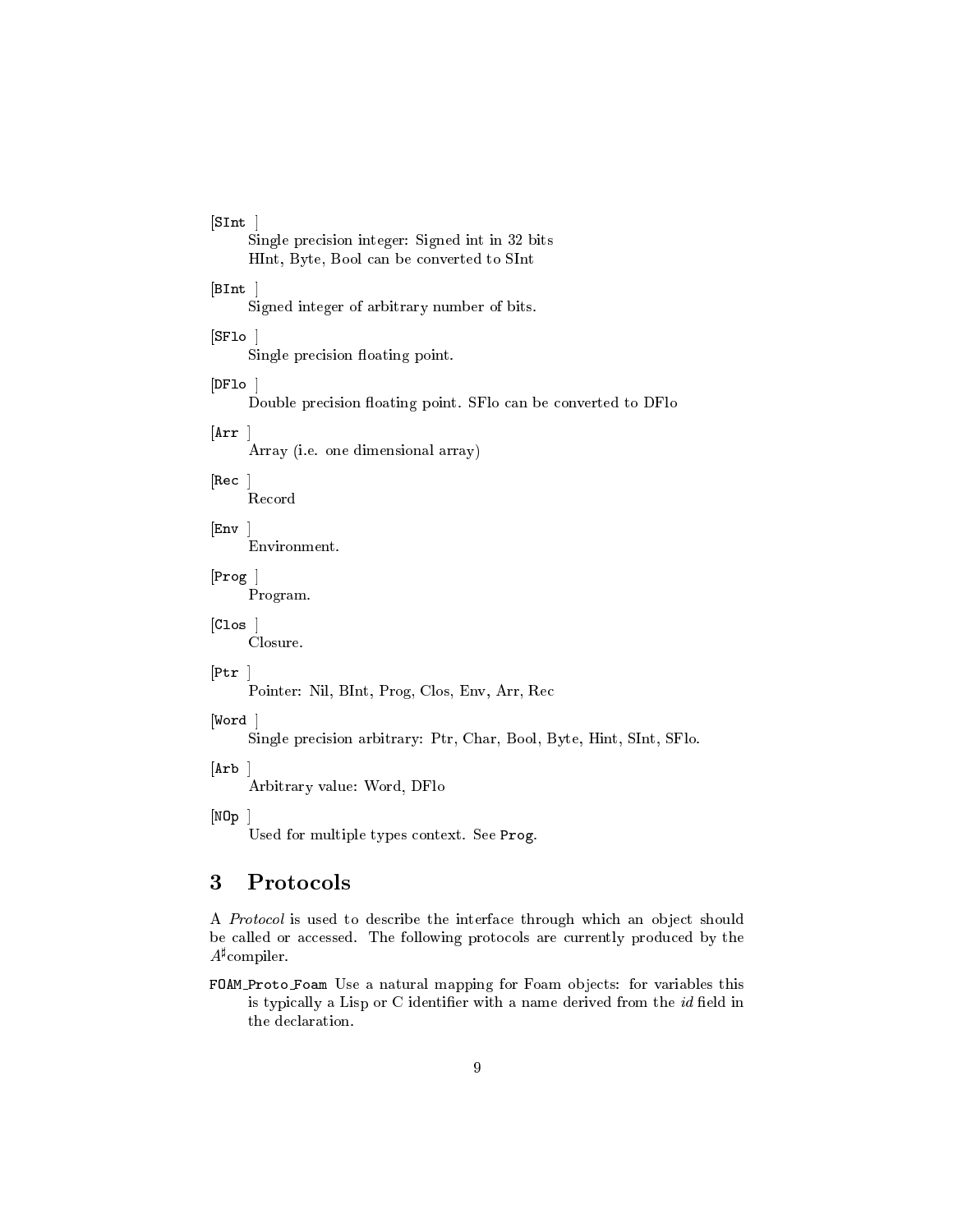[SInt ]
: Single precision integer: Signed int in 32 bits
  HInt, Byte, Bool can be converted to SInt

[BInt ]
: Signed integer of arbitrary number of bits.

[SFlo ]
: Single precision floating point.

[DFlo ]
: Double precision floating point. SFlo can be converted to DFlo

[Arr ]
: Array (i.e. one dimensional array)

[Rec ]
: Record

[Env ]
: Environment.

[Prog ]
: Program.

[Clos ]
: Closure.

[Ptr ]
: Pointer: Nil, BInt, Prog, Clos, Env, Arr, Rec

[Word ]
: Single precision arbitrary: Ptr, Char, Bool, Byte, Hint, SInt, SFlo.

[Arb ]
: Arbitrary value: Word, DFlo

[NOp ]
: Used for multiple types context. See `Prog`.

## 3 Protocols

A *Protocol* is used to describe the interface through which an object should be called or accessed. The following protocols are currently produced by the $A^\sharp$compiler.

`FOAM_Proto_Foam` Use a natural mapping for Foam objects: for variables this is typically a Lisp or C identifier with a name derived from the *id* field in the declaration.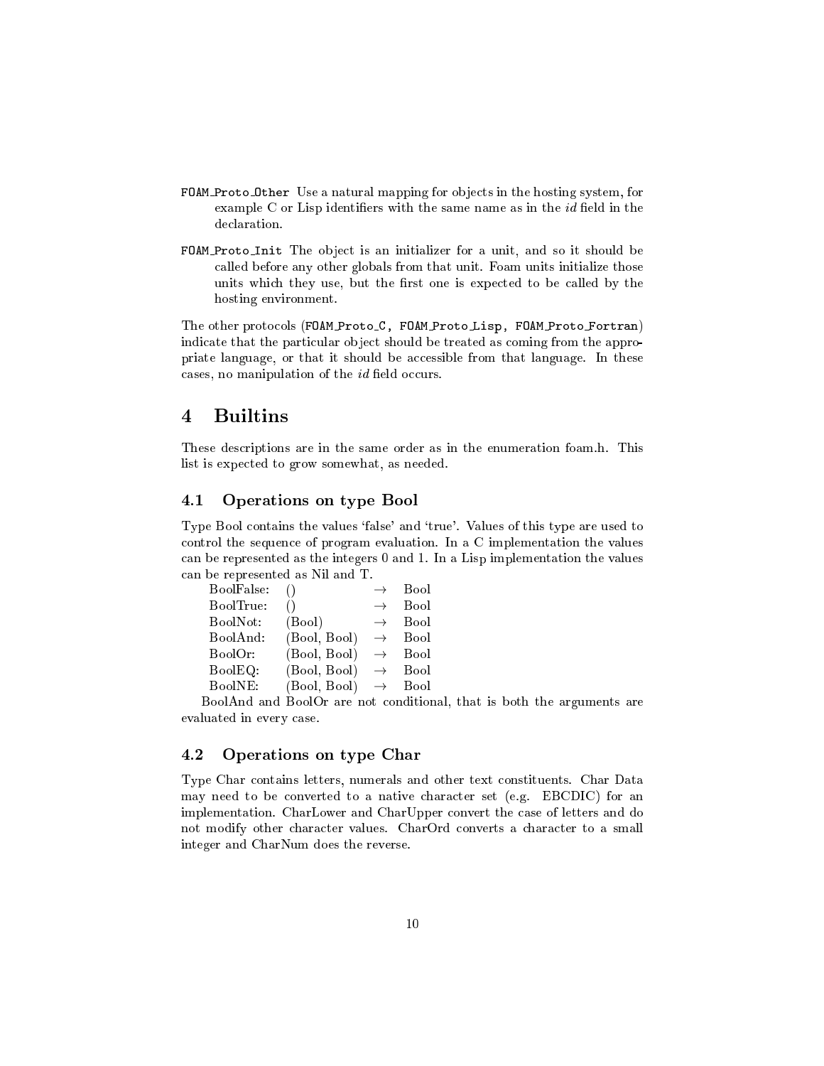`FOAM_Proto_Other` Use a natural mapping for objects in the hosting system, for example C or Lisp identifiers with the same name as in the *id* field in the declaration.

`FOAM_Proto_Init` The object is an initializer for a unit, and so it should be called before any other globals from that unit. Foam units initialize those units which they use, but the first one is expected to be called by the hosting environment.

The other protocols (`FOAM_Proto_C, FOAM_Proto_Lisp, FOAM_Proto_Fortran`) indicate that the particular object should be treated as coming from the appropriate language, or that it should be accessible from that language. In these cases, no manipulation of the *id* field occurs.

# 4 Builtins

These descriptions are in the same order as in the enumeration foam.h. This list is expected to grow somewhat, as needed.

## 4.1 Operations on type Bool

Type Bool contains the values 'false' and 'true'. Values of this type are used to control the sequence of program evaluation. In a C implementation the values can be represented as the integers 0 and 1. In a Lisp implementation the values can be represented as Nil and T.

| | | | |
|---|---|---|---|
| BoolFalse: | () | → | Bool |
| BoolTrue: | () | → | Bool |
| BoolNot: | (Bool) | → | Bool |
| BoolAnd: | (Bool, Bool) | → | Bool |
| BoolOr: | (Bool, Bool) | → | Bool |
| BoolEQ: | (Bool, Bool) | → | Bool |
| BoolNE: | (Bool, Bool) | → | Bool |

BoolAnd and BoolOr are not conditional, that is both the arguments are evaluated in every case.

## 4.2 Operations on type Char

Type Char contains letters, numerals and other text constituents. Char Data may need to be converted to a native character set (e.g. EBCDIC) for an implementation. CharLower and CharUpper convert the case of letters and do not modify other character values. CharOrd converts a character to a small integer and CharNum does the reverse.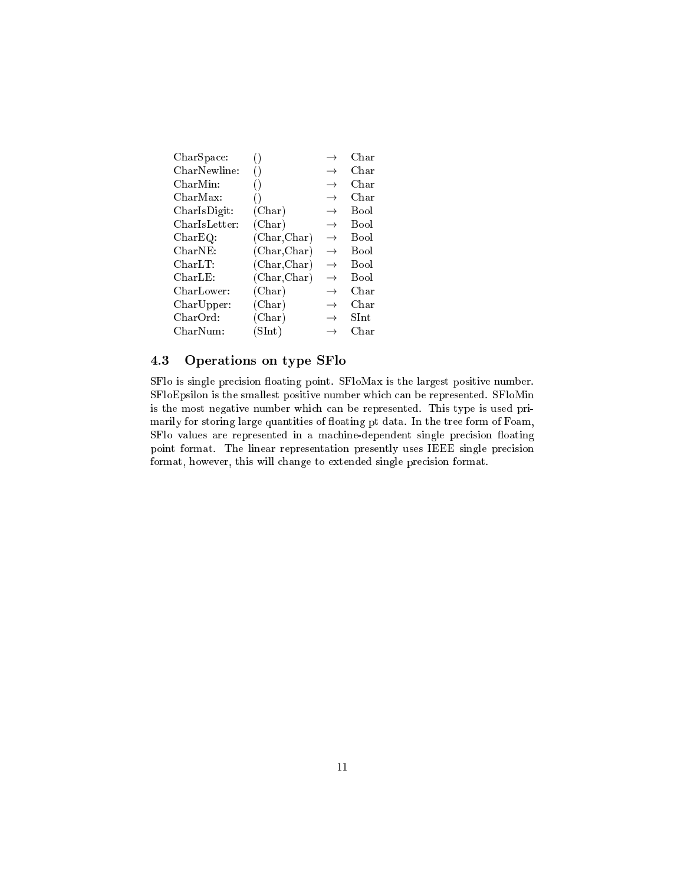| | | | |
|---|---|---|---|
| CharSpace: | () | $\rightarrow$ | Char |
| CharNewline: | () | $\rightarrow$ | Char |
| CharMin: | () | $\rightarrow$ | Char |
| CharMax: | () | $\rightarrow$ | Char |
| CharIsDigit: | (Char) | $\rightarrow$ | Bool |
| CharIsLetter: | (Char) | $\rightarrow$ | Bool |
| CharEQ: | (Char,Char) | $\rightarrow$ | Bool |
| CharNE: | (Char,Char) | $\rightarrow$ | Bool |
| CharLT: | (Char,Char) | $\rightarrow$ | Bool |
| CharLE: | (Char,Char) | $\rightarrow$ | Bool |
| CharLower: | (Char) | $\rightarrow$ | Char |
| CharUpper: | (Char) | $\rightarrow$ | Char |
| CharOrd: | (Char) | $\rightarrow$ | SInt |
| CharNum: | (SInt) | $\rightarrow$ | Char |

### 4.3 Operations on type SFlo

SFlo is single precision floating point. SFloMax is the largest positive number. SFloEpsilon is the smallest positive number which can be represented. SFloMin is the most negative number which can be represented. This type is used primarily for storing large quantities of floating pt data. In the tree form of Foam, SFlo values are represented in a machine-dependent single precision floating point format. The linear representation presently uses IEEE single precision format, however, this will change to extended single precision format.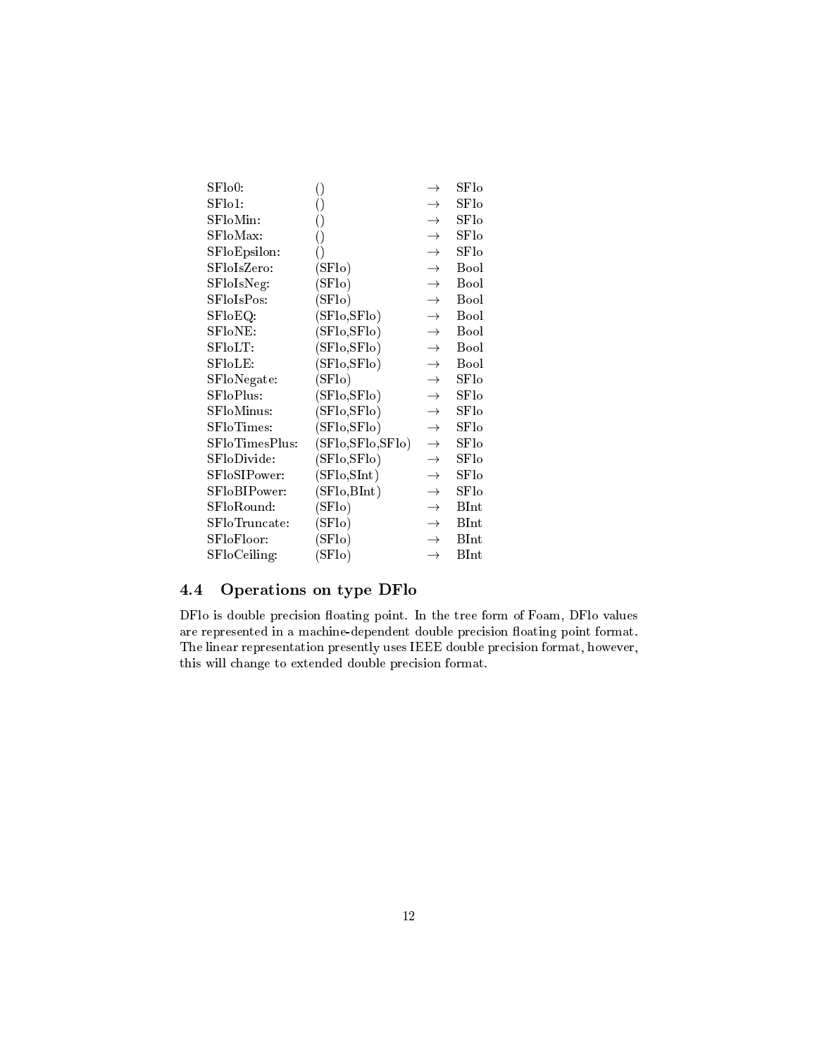| | | | |
|---|---|---|---|
| SFlo0: | () | $\rightarrow$ | SFlo |
| SFlo1: | () | $\rightarrow$ | SFlo |
| SFloMin: | () | $\rightarrow$ | SFlo |
| SFloMax: | () | $\rightarrow$ | SFlo |
| SFloEpsilon: | () | $\rightarrow$ | SFlo |
| SFloIsZero: | (SFlo) | $\rightarrow$ | Bool |
| SFloIsNeg: | (SFlo) | $\rightarrow$ | Bool |
| SFloIsPos: | (SFlo) | $\rightarrow$ | Bool |
| SFloEQ: | (SFlo,SFlo) | $\rightarrow$ | Bool |
| SFloNE: | (SFlo,SFlo) | $\rightarrow$ | Bool |
| SFloLT: | (SFlo,SFlo) | $\rightarrow$ | Bool |
| SFloLE: | (SFlo,SFlo) | $\rightarrow$ | Bool |
| SFloNegate: | (SFlo) | $\rightarrow$ | SFlo |
| SFloPlus: | (SFlo,SFlo) | $\rightarrow$ | SFlo |
| SFloMinus: | (SFlo,SFlo) | $\rightarrow$ | SFlo |
| SFloTimes: | (SFlo,SFlo) | $\rightarrow$ | SFlo |
| SFloTimesPlus: | (SFlo,SFlo,SFlo) | $\rightarrow$ | SFlo |
| SFloDivide: | (SFlo,SFlo) | $\rightarrow$ | SFlo |
| SFloSIPower: | (SFlo,SInt) | $\rightarrow$ | SFlo |
| SFloBIPower: | (SFlo,BInt) | $\rightarrow$ | SFlo |
| SFloRound: | (SFlo) | $\rightarrow$ | BInt |
| SFloTruncate: | (SFlo) | $\rightarrow$ | BInt |
| SFloFloor: | (SFlo) | $\rightarrow$ | BInt |
| SFloCeiling: | (SFlo) | $\rightarrow$ | BInt |

## 4.4 Operations on type DFlo

DFlo is double precision floating point. In the tree form of Foam, DFlo values are represented in a machine-dependent double precision floating point format. The linear representation presently uses IEEE double precision format, however, this will change to extended double precision format.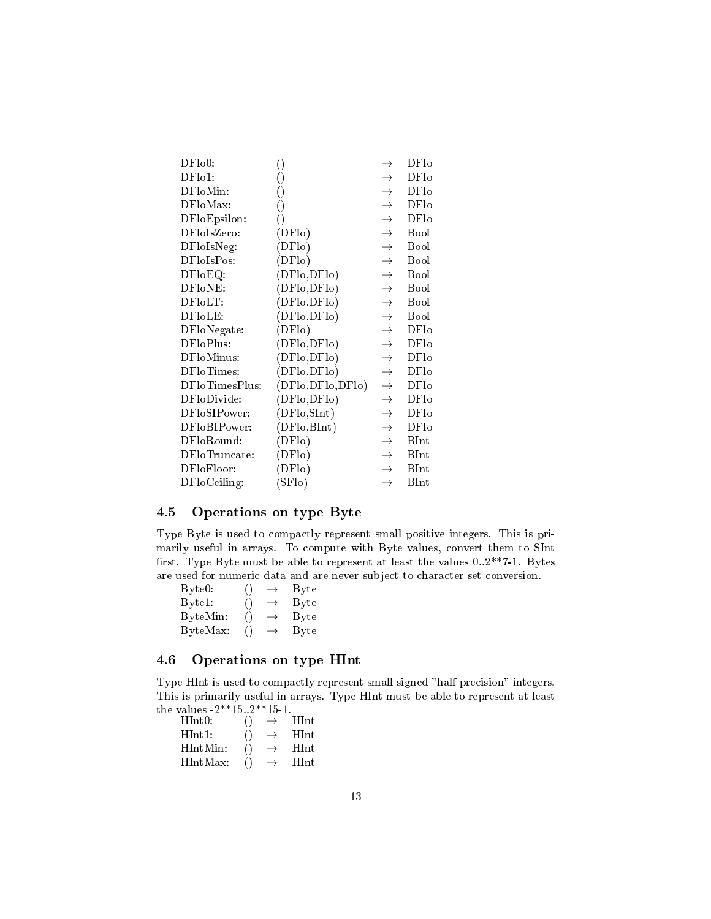| | | | |
|---|---|---|---|
| DFlo0: | () | → | DFlo |
| DFlo1: | () | → | DFlo |
| DFloMin: | () | → | DFlo |
| DFloMax: | () | → | DFlo |
| DFloEpsilon: | () | → | DFlo |
| DFloIsZero: | (DFlo) | → | Bool |
| DFloIsNeg: | (DFlo) | → | Bool |
| DFloIsPos: | (DFlo) | → | Bool |
| DFloEQ: | (DFlo,DFlo) | → | Bool |
| DFloNE: | (DFlo,DFlo) | → | Bool |
| DFloLT: | (DFlo,DFlo) | → | Bool |
| DFloLE: | (DFlo,DFlo) | → | Bool |
| DFloNegate: | (DFlo) | → | DFlo |
| DFloPlus: | (DFlo,DFlo) | → | DFlo |
| DFloMinus: | (DFlo,DFlo) | → | DFlo |
| DFloTimes: | (DFlo,DFlo) | → | DFlo |
| DFloTimesPlus: | (DFlo,DFlo,DFlo) | → | DFlo |
| DFloDivide: | (DFlo,DFlo) | → | DFlo |
| DFloSIPower: | (DFlo,SInt) | → | DFlo |
| DFloBIPower: | (DFlo,BInt) | → | DFlo |
| DFloRound: | (DFlo) | → | BInt |
| DFloTruncate: | (DFlo) | → | BInt |
| DFloFloor: | (DFlo) | → | BInt |
| DFloCeiling: | (SFlo) | → | BInt |

## 4.5 Operations on type Byte

Type Byte is used to compactly represent small positive integers. This is primarily useful in arrays. To compute with Byte values, convert them to SInt first. Type Byte must be able to represent at least the values 0..2**7-1. Bytes are used for numeric data and are never subject to character set conversion.

| | | | |
|---|---|---|---|
| Byte0: | () | → | Byte |
| Byte1: | () | → | Byte |
| ByteMin: | () | → | Byte |
| ByteMax: | () | → | Byte |

## 4.6 Operations on type HInt

Type HInt is used to compactly represent small signed "half precision" integers. This is primarily useful in arrays. Type HInt must be able to represent at least the values -2**15..2**15-1.

| | | | |
|---|---|---|---|
| HInt0: | () | → | HInt |
| HInt1: | () | → | HInt |
| HIntMin: | () | → | HInt |
| HIntMax: | () | → | HInt |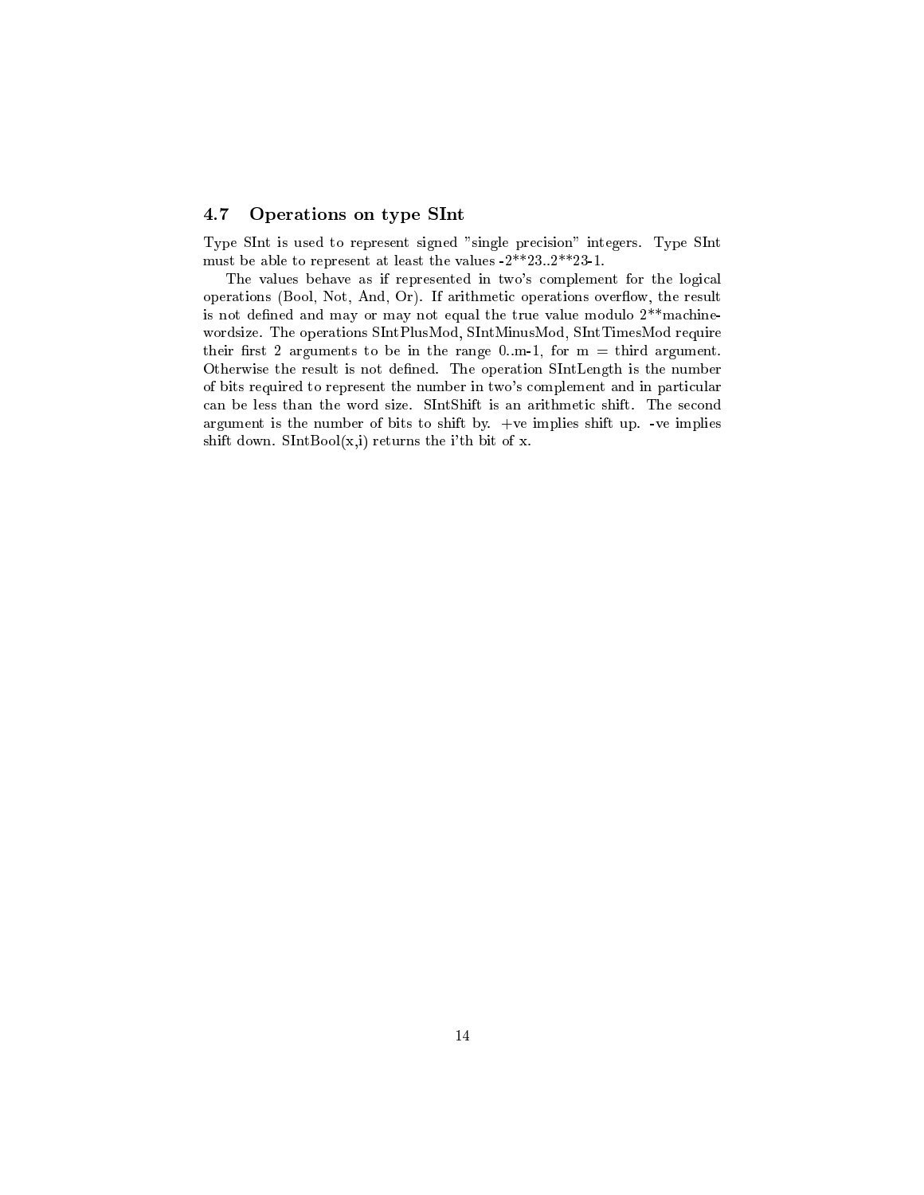### 4.7 Operations on type SInt

Type SInt is used to represent signed "single precision" integers. Type SInt must be able to represent at least the values -2**23..2**23-1.

The values behave as if represented in two's complement for the logical operations (Bool, Not, And, Or). If arithmetic operations overflow, the result is not defined and may or may not equal the true value modulo 2**machine-wordsize. The operations SIntPlusMod, SIntMinusMod, SIntTimesMod require their first 2 arguments to be in the range 0..m-1, for m = third argument. Otherwise the result is not defined. The operation SIntLength is the number of bits required to represent the number in two's complement and in particular can be less than the word size. SIntShift is an arithmetic shift. The second argument is the number of bits to shift by. +ve implies shift up. -ve implies shift down. SIntBool(x,i) returns the i'th bit of x.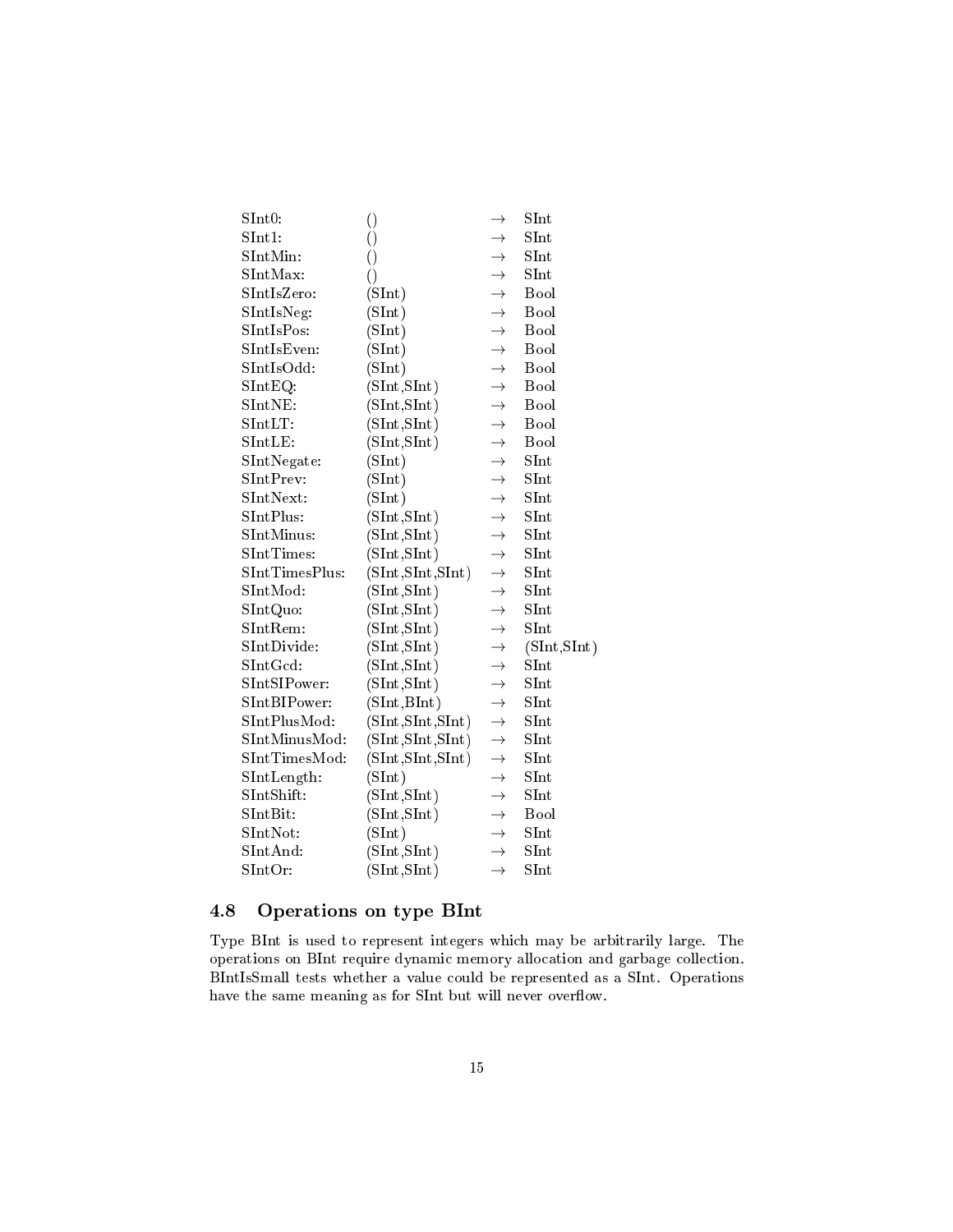| | | | |
|---|---|---|---|
| SInt0: | () | $\rightarrow$ | SInt |
| SInt1: | () | $\rightarrow$ | SInt |
| SIntMin: | () | $\rightarrow$ | SInt |
| SIntMax: | () | $\rightarrow$ | SInt |
| SIntIsZero: | (SInt) | $\rightarrow$ | Bool |
| SIntIsNeg: | (SInt) | $\rightarrow$ | Bool |
| SIntIsPos: | (SInt) | $\rightarrow$ | Bool |
| SIntIsEven: | (SInt) | $\rightarrow$ | Bool |
| SIntIsOdd: | (SInt) | $\rightarrow$ | Bool |
| SIntEQ: | (SInt,SInt) | $\rightarrow$ | Bool |
| SIntNE: | (SInt,SInt) | $\rightarrow$ | Bool |
| SIntLT: | (SInt,SInt) | $\rightarrow$ | Bool |
| SIntLE: | (SInt,SInt) | $\rightarrow$ | Bool |
| SIntNegate: | (SInt) | $\rightarrow$ | SInt |
| SIntPrev: | (SInt) | $\rightarrow$ | SInt |
| SIntNext: | (SInt) | $\rightarrow$ | SInt |
| SIntPlus: | (SInt,SInt) | $\rightarrow$ | SInt |
| SIntMinus: | (SInt,SInt) | $\rightarrow$ | SInt |
| SIntTimes: | (SInt,SInt) | $\rightarrow$ | SInt |
| SIntTimesPlus: | (SInt,SInt,SInt) | $\rightarrow$ | SInt |
| SIntMod: | (SInt,SInt) | $\rightarrow$ | SInt |
| SIntQuo: | (SInt,SInt) | $\rightarrow$ | SInt |
| SIntRem: | (SInt,SInt) | $\rightarrow$ | SInt |
| SIntDivide: | (SInt,SInt) | $\rightarrow$ | (SInt,SInt) |
| SIntGcd: | (SInt,SInt) | $\rightarrow$ | SInt |
| SIntSIPower: | (SInt,SInt) | $\rightarrow$ | SInt |
| SIntBIPower: | (SInt,BInt) | $\rightarrow$ | SInt |
| SIntPlusMod: | (SInt,SInt,SInt) | $\rightarrow$ | SInt |
| SIntMinusMod: | (SInt,SInt,SInt) | $\rightarrow$ | SInt |
| SIntTimesMod: | (SInt,SInt,SInt) | $\rightarrow$ | SInt |
| SIntLength: | (SInt) | $\rightarrow$ | SInt |
| SIntShift: | (SInt,SInt) | $\rightarrow$ | SInt |
| SIntBit: | (SInt,SInt) | $\rightarrow$ | Bool |
| SIntNot: | (SInt) | $\rightarrow$ | SInt |
| SIntAnd: | (SInt,SInt) | $\rightarrow$ | SInt |
| SIntOr: | (SInt,SInt) | $\rightarrow$ | SInt |

## 4.8 Operations on type BInt

Type BInt is used to represent integers which may be arbitrarily large. The operations on BInt require dynamic memory allocation and garbage collection. BIntIsSmall tests whether a value could be represented as a SInt. Operations have the same meaning as for SInt but will never overflow.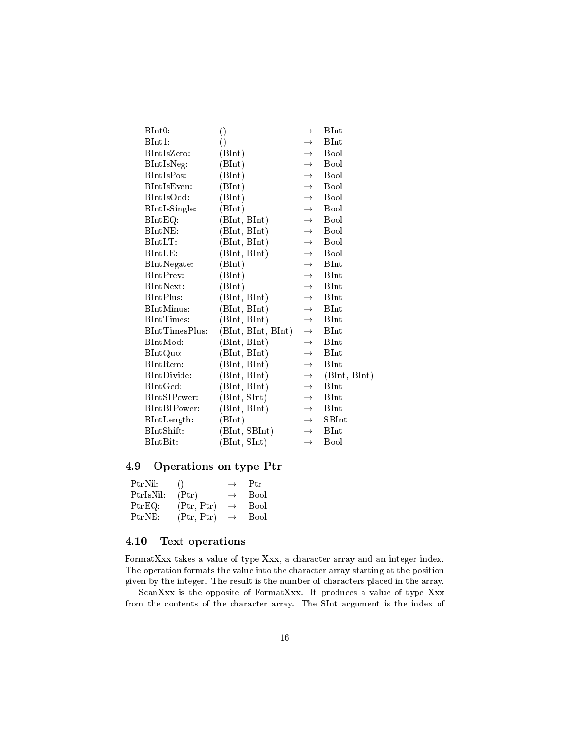| | | | |
|---|---|---|---|
| BInt0: | () | → | BInt |
| BInt1: | () | → | BInt |
| BIntIsZero: | (BInt) | → | Bool |
| BIntIsNeg: | (BInt) | → | Bool |
| BIntIsPos: | (BInt) | → | Bool |
| BIntIsEven: | (BInt) | → | Bool |
| BIntIsOdd: | (BInt) | → | Bool |
| BIntIsSingle: | (BInt) | → | Bool |
| BIntEQ: | (BInt, BInt) | → | Bool |
| BIntNE: | (BInt, BInt) | → | Bool |
| BIntLT: | (BInt, BInt) | → | Bool |
| BIntLE: | (BInt, BInt) | → | Bool |
| BIntNegate: | (BInt) | → | BInt |
| BIntPrev: | (BInt) | → | BInt |
| BIntNext: | (BInt) | → | BInt |
| BIntPlus: | (BInt, BInt) | → | BInt |
| BIntMinus: | (BInt, BInt) | → | BInt |
| BIntTimes: | (BInt, BInt) | → | BInt |
| BIntTimesPlus: | (BInt, BInt, BInt) | → | BInt |
| BIntMod: | (BInt, BInt) | → | BInt |
| BIntQuo: | (BInt, BInt) | → | BInt |
| BIntRem: | (BInt, BInt) | → | BInt |
| BIntDivide: | (BInt, BInt) | → | (BInt, BInt) |
| BIntGcd: | (BInt, BInt) | → | BInt |
| BIntSIPower: | (BInt, SInt) | → | BInt |
| BIntBIPower: | (BInt, BInt) | → | BInt |
| BIntLength: | (BInt) | → | SBInt |
| BIntShift: | (BInt, SBInt) | → | BInt |
| BIntBit: | (BInt, SInt) | → | Bool |

### 4.9 Operations on type Ptr

| | | | |
|---|---|---|---|
| PtrNil: | () | → | Ptr |
| PtrIsNil: | (Ptr) | → | Bool |
| PtrEQ: | (Ptr, Ptr) | → | Bool |
| PtrNE: | (Ptr, Ptr) | → | Bool |

### 4.10 Text operations

FormatXxx takes a value of type Xxx, a character array and an integer index. The operation formats the value into the character array starting at the position given by the integer. The result is the number of characters placed in the array.

ScanXxx is the opposite of FormatXxx. It produces a value of type Xxx from the contents of the character array. The SInt argument is the index of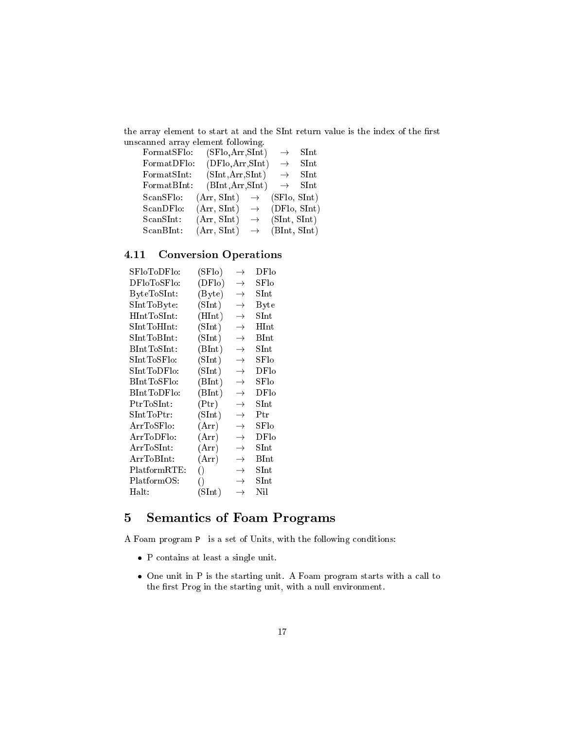the array element to start at and the SInt return value is the index of the first unscanned array element following.

| | | | |
|---|---|---|---|
| FormatSFlo: | (SFlo,Arr,SInt) | $\rightarrow$ | SInt |
| FormatDFlo: | (DFlo,Arr,SInt) | $\rightarrow$ | SInt |
| FormatSInt: | (SInt,Arr,SInt) | $\rightarrow$ | SInt |
| FormatBInt: | (BInt,Arr,SInt) | $\rightarrow$ | SInt |
| ScanSFlo: | (Arr, SInt) | $\rightarrow$ | (SFlo, SInt) |
| ScanDFlo: | (Arr, SInt) | $\rightarrow$ | (DFlo, SInt) |
| ScanSInt: | (Arr, SInt) | $\rightarrow$ | (SInt, SInt) |
| ScanBInt: | (Arr, SInt) | $\rightarrow$ | (BInt, SInt) |

### 4.11 Conversion Operations

| | | | |
|---|---|---|---|
| SFloToDFlo: | (SFlo) | $\rightarrow$ | DFlo |
| DFloToSFlo: | (DFlo) | $\rightarrow$ | SFlo |
| ByteToSInt: | (Byte) | $\rightarrow$ | SInt |
| SIntToByte: | (SInt) | $\rightarrow$ | Byte |
| HIntToSInt: | (HInt) | $\rightarrow$ | SInt |
| SIntToHInt: | (SInt) | $\rightarrow$ | HInt |
| SIntToBInt: | (SInt) | $\rightarrow$ | BInt |
| BIntToSInt: | (BInt) | $\rightarrow$ | SInt |
| SIntToSFlo: | (SInt) | $\rightarrow$ | SFlo |
| SIntToDFlo: | (SInt) | $\rightarrow$ | DFlo |
| BIntToSFlo: | (BInt) | $\rightarrow$ | SFlo |
| BIntToDFlo: | (BInt) | $\rightarrow$ | DFlo |
| PtrToSInt: | (Ptr) | $\rightarrow$ | SInt |
| SIntToPtr: | (SInt) | $\rightarrow$ | Ptr |
| ArrToSFlo: | (Arr) | $\rightarrow$ | SFlo |
| ArrToDFlo: | (Arr) | $\rightarrow$ | DFlo |
| ArrToSInt: | (Arr) | $\rightarrow$ | SInt |
| ArrToBInt: | (Arr) | $\rightarrow$ | BInt |
| PlatformRTE: | () | $\rightarrow$ | SInt |
| PlatformOS: | () | $\rightarrow$ | SInt |
| Halt: | (SInt) | $\rightarrow$ | Nil |

## 5 Semantics of Foam Programs

A Foam program `P` is a set of Units, with the following conditions:

- P contains at least a single unit.
- One unit in P is the starting unit. A Foam program starts with a call to the first Prog in the starting unit, with a null environment.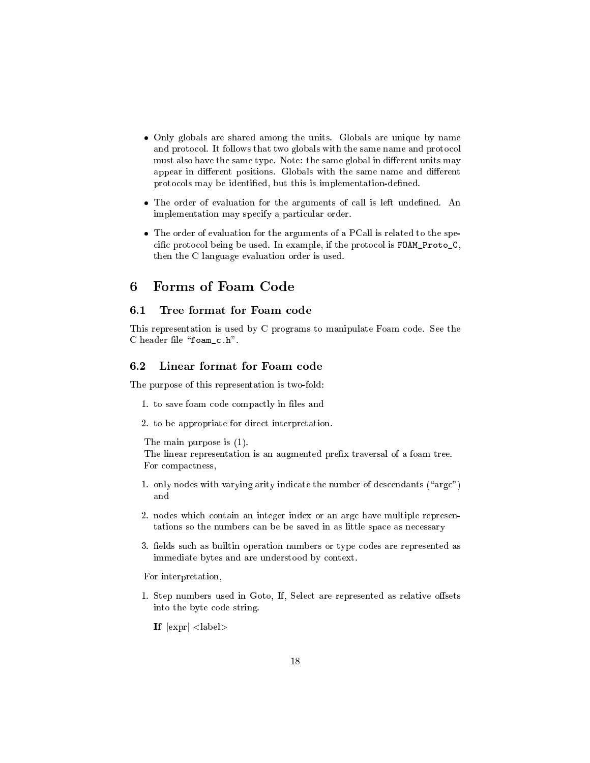- Only globals are shared among the units. Globals are unique by name and protocol. It follows that two globals with the same name and protocol must also have the same type. Note: the same global in different units may appear in different positions. Globals with the same name and different protocols may be identified, but this is implementation-defined.

- The order of evaluation for the arguments of call is left undefined. An implementation may specify a particular order.

- The order of evaluation for the arguments of a PCall is related to the specific protocol being be used. In example, if the protocol is `FOAM_Proto_C`, then the C language evaluation order is used.

# 6 Forms of Foam Code

## 6.1 Tree format for Foam code

This representation is used by C programs to manipulate Foam code. See the C header file "`foam_c.h`".

## 6.2 Linear format for Foam code

The purpose of this representation is two-fold:

1. to save foam code compactly in files and
2. to be appropriate for direct interpretation.

The main purpose is (1).

The linear representation is an augmented prefix traversal of a foam tree.

For compactness,

1. only nodes with varying arity indicate the number of descendants ("argc") and
2. nodes which contain an integer index or an argc have multiple representations so the numbers can be be saved in as little space as necessary
3. fields such as builtin operation numbers or type codes are represented as immediate bytes and are understood by context.

For interpretation,

1. Step numbers used in Goto, If, Select are represented as relative offsets into the byte code string.

   **If** [expr] <label>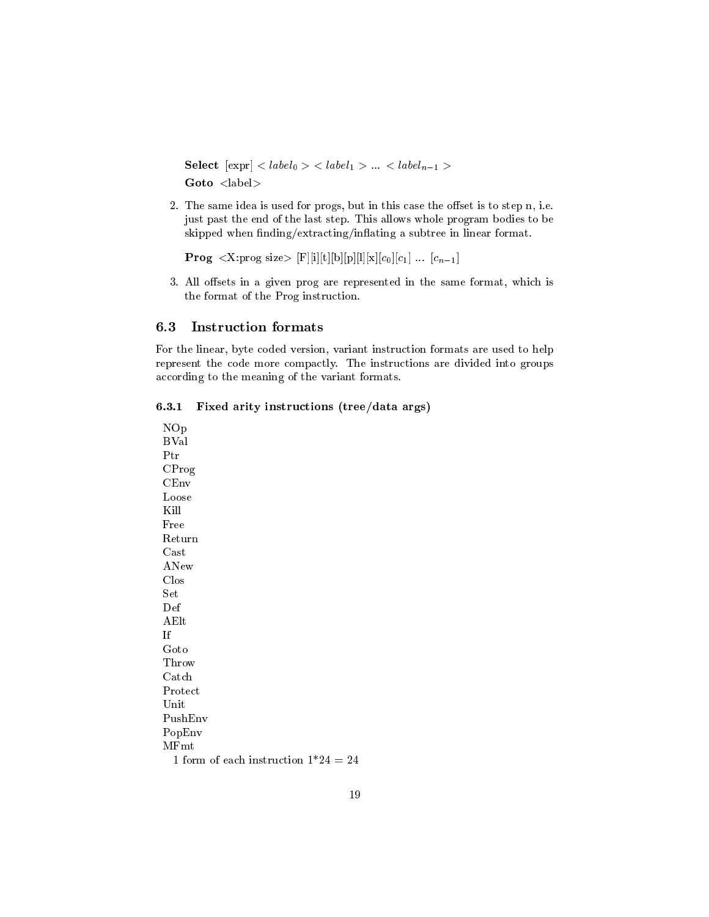**Select** [expr] $< label_0 > < label_1 > ... < label_{n-1} >$

**Goto** <label>

2. The same idea is used for progs, but in this case the offset is to step n, i.e. just past the end of the last step. This allows whole program bodies to be skipped when finding/extracting/inflating a subtree in linear format.

   **Prog** <X:prog size> [F][i][t][b][p][l][x][$c_0$][$c_1$] ... [$c_{n-1}$]

3. All offsets in a given prog are represented in the same format, which is the format of the Prog instruction.

## 6.3 Instruction formats

For the linear, byte coded version, variant instruction formats are used to help represent the code more compactly. The instructions are divided into groups according to the meaning of the variant formats.

### 6.3.1 Fixed arity instructions (tree/data args)

NOp
BVal
Ptr
CProg
CEnv
Loose
Kill
Free
Return
Cast
ANew
Clos
Set
Def
AElt
If
Goto
Throw
Catch
Protect
Unit
PushEnv
PopEnv
MFmt

1 form of each instruction 1*24 = 24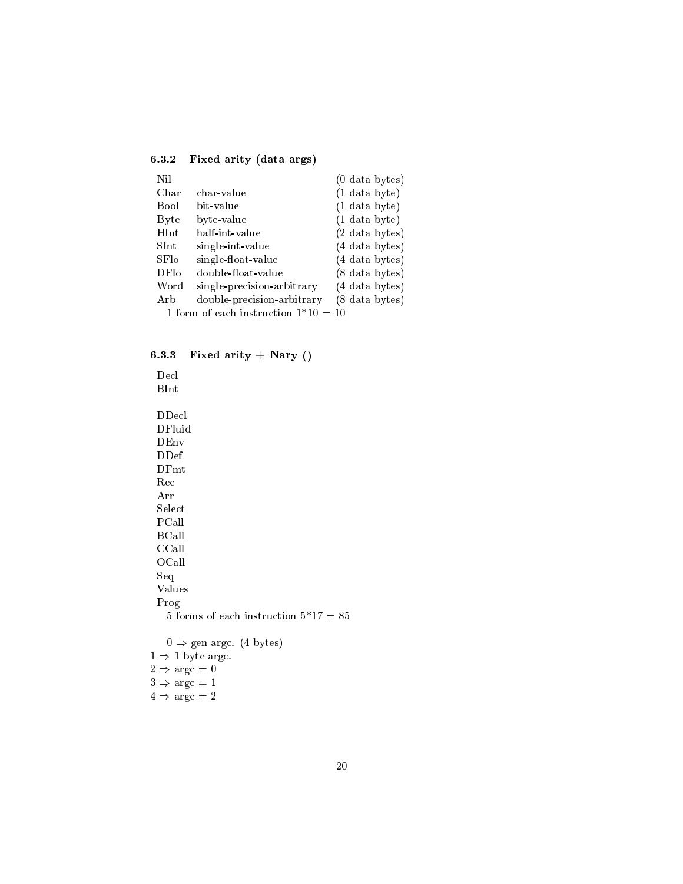### 6.3.2 Fixed arity (data args)

| | | |
|---|---|---|
| Nil | | (0 data bytes) |
| Char | char-value | (1 data byte) |
| Bool | bit-value | (1 data byte) |
| Byte | byte-value | (1 data byte) |
| HInt | half-int-value | (2 data bytes) |
| SInt | single-int-value | (4 data bytes) |
| SFlo | single-float-value | (4 data bytes) |
| DFlo | double-float-value | (8 data bytes) |
| Word | single-precision-arbitrary | (4 data bytes) |
| Arb | double-precision-arbitrary | (8 data bytes) |

1 form of each instruction 1*10 = 10

### 6.3.3 Fixed arity + Nary ()

Decl
BInt

DDecl
DFluid
DEnv
DDef
DFmt
Rec
Arr
Select
PCall
BCall
CCall
OCall
Seq
Values
Prog

5 forms of each instruction 5*17 = 85

0 ⇒ gen argc. (4 bytes)
1 ⇒ 1 byte argc.
2 ⇒ argc = 0
3 ⇒ argc = 1
4 ⇒ argc = 2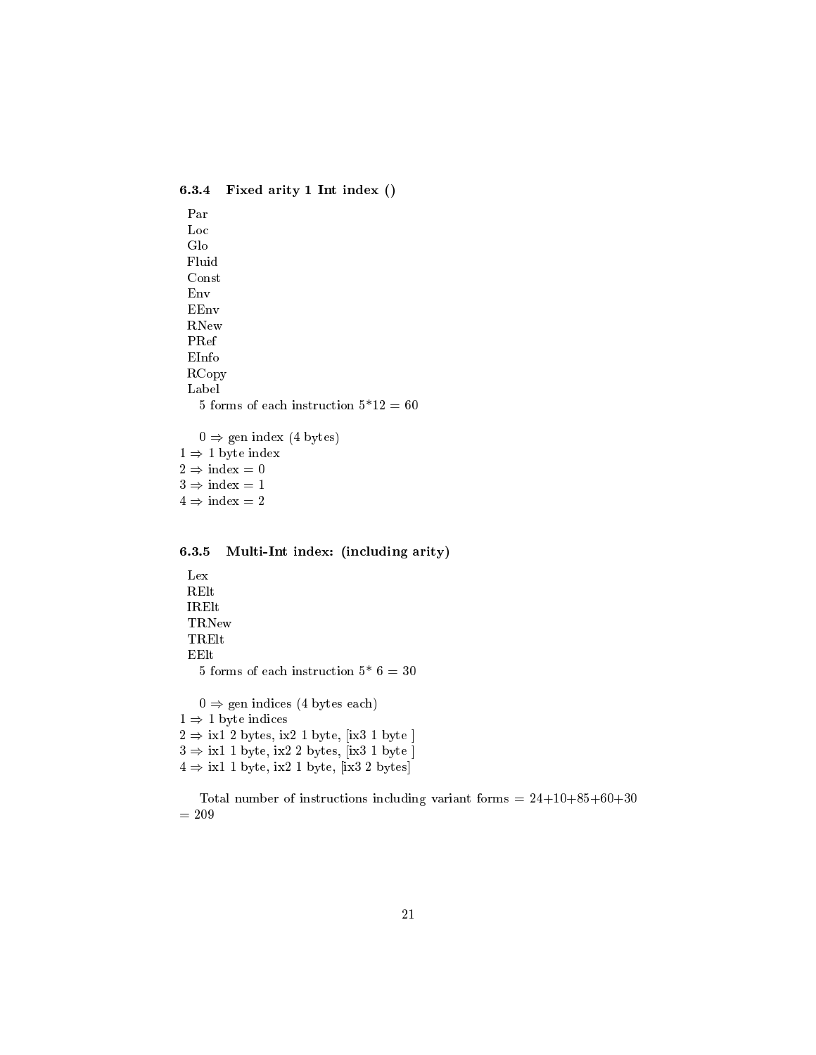#### 6.3.4 Fixed arity 1 Int index ()

Par
Loc
Glo
Fluid
Const
Env
EEnv
RNew
PRef
EInfo
RCopy
Label

5 forms of each instruction 5*12 = 60

0 ⇒ gen index (4 bytes)
1 ⇒ 1 byte index
2 ⇒ index = 0
3 ⇒ index = 1
4 ⇒ index = 2

#### 6.3.5 Multi-Int index: (including arity)

Lex
RElt
IRElt
TRNew
TRElt
EElt

5 forms of each instruction 5* 6 = 30

0 ⇒ gen indices (4 bytes each)
1 ⇒ 1 byte indices
2 ⇒ ix1 2 bytes, ix2 1 byte, [ix3 1 byte ]
3 ⇒ ix1 1 byte, ix2 2 bytes, [ix3 1 byte ]
4 ⇒ ix1 1 byte, ix2 1 byte, [ix3 2 bytes]

Total number of instructions including variant forms = 24+10+85+60+30 = 209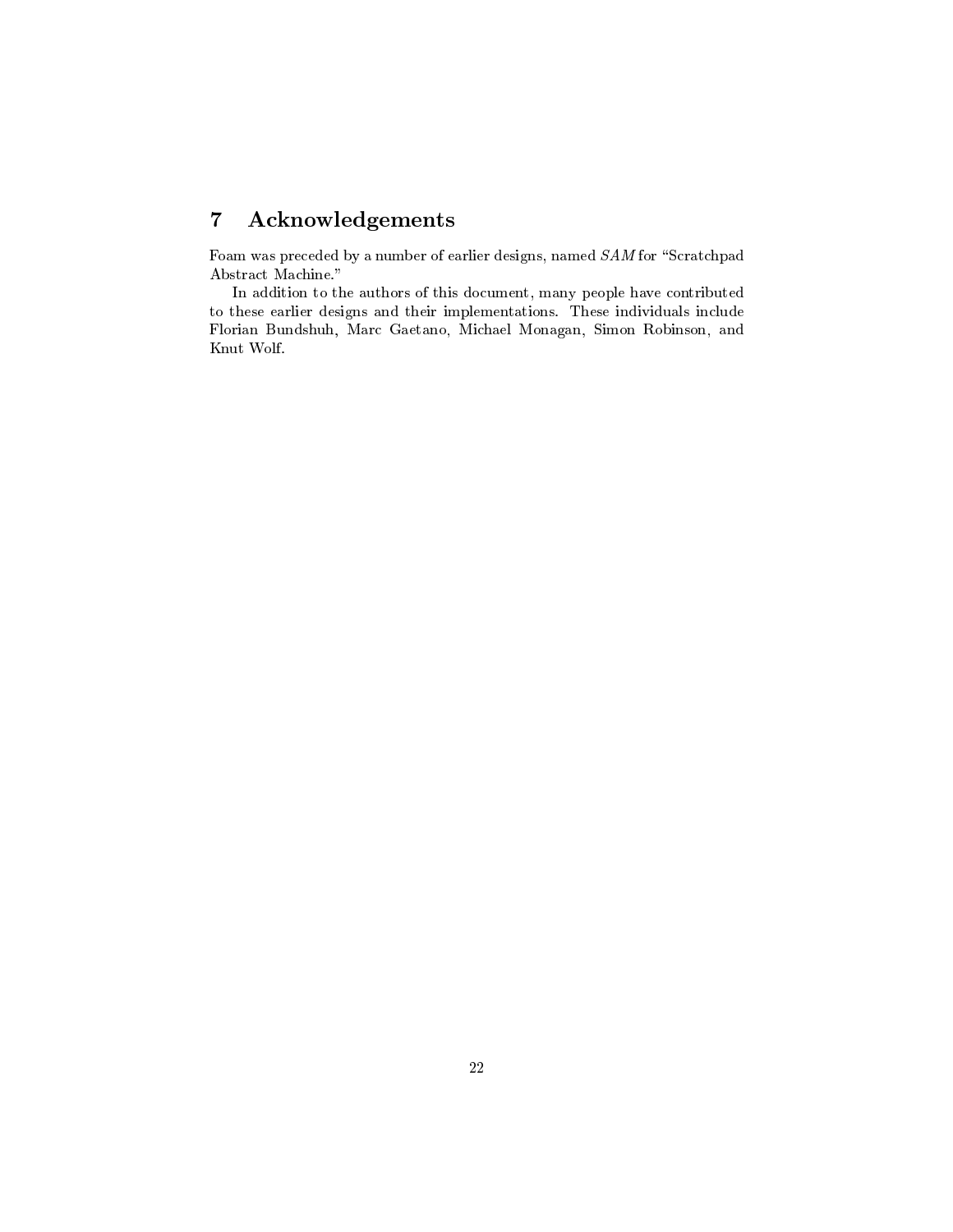## 7 Acknowledgements

Foam was preceded by a number of earlier designs, named *SAM* for "Scratchpad Abstract Machine."

In addition to the authors of this document, many people have contributed to these earlier designs and their implementations. These individuals include Florian Bundshuh, Marc Gaetano, Michael Monagan, Simon Robinson, and Knut Wolf.